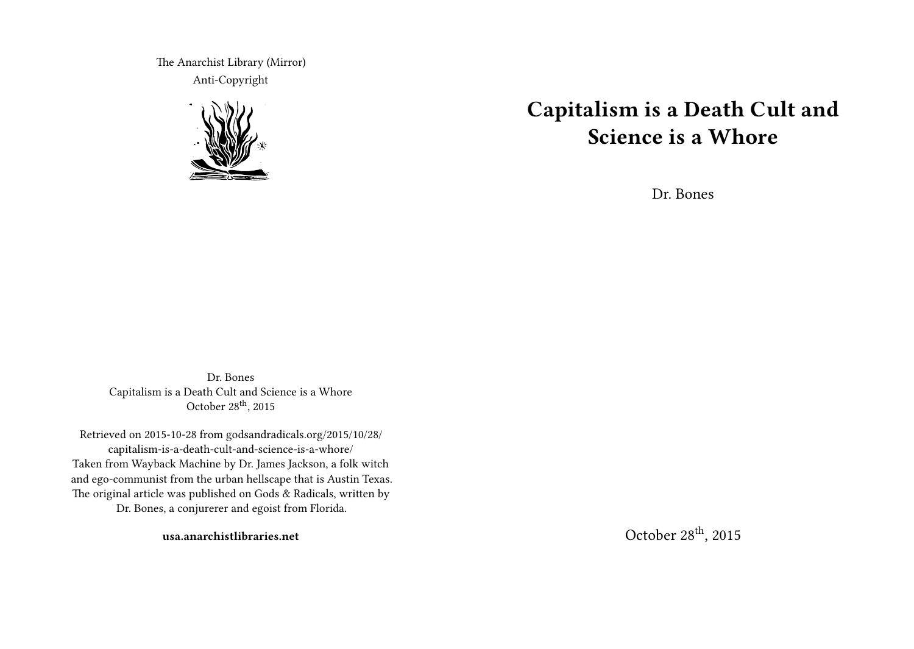The Anarchist Library (Mirror)

Anti-Copyright

Dr. Bones

Capitalism is a Death Cult and Science is a Whore

October 28th, 2015

Retrieved on 2015-10-28 from godsandradicals.org/2015/10/28/capitalism-is-a-death-cult-and-science-is-a-whore/

Taken from Wayback Machine by Dr. James Jackson, a folk witch and ego-communist from the urban hellscape that is Austin Texas. The original article was published on Gods & Radicals, written by Dr. Bones, a conjurerer and egoist from Florida.

**usa.anarchistlibraries.net**

# Capitalism is a Death Cult and Science is a Whore

Dr. Bones

October 28th, 2015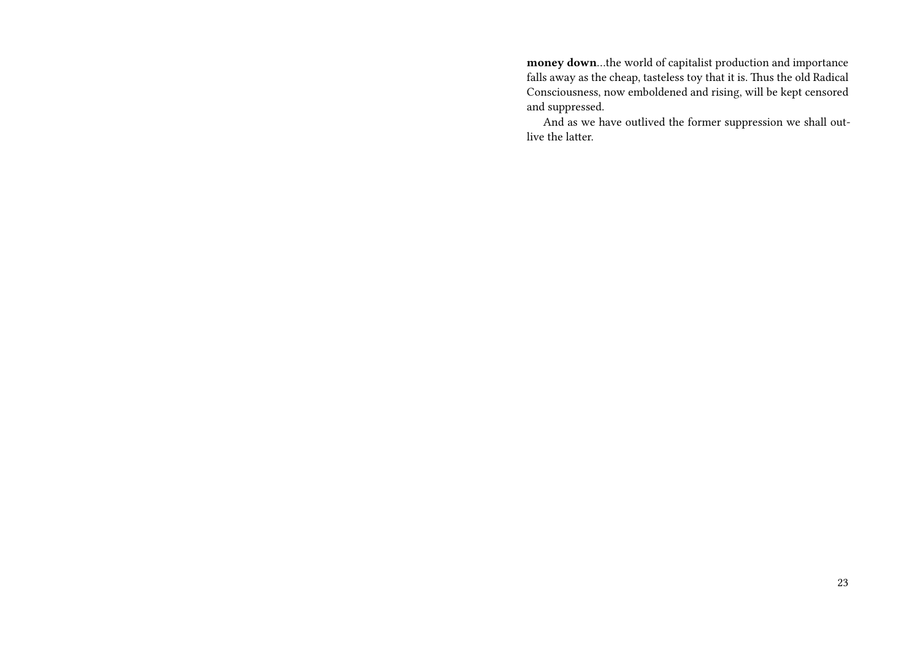**money down**…the world of capitalist production and importance falls away as the cheap, tasteless toy that it is. Thus the old Radical Consciousness, now emboldened and rising, will be kept censored and suppressed.

And as we have outlived the former suppression we shall outlive the latter.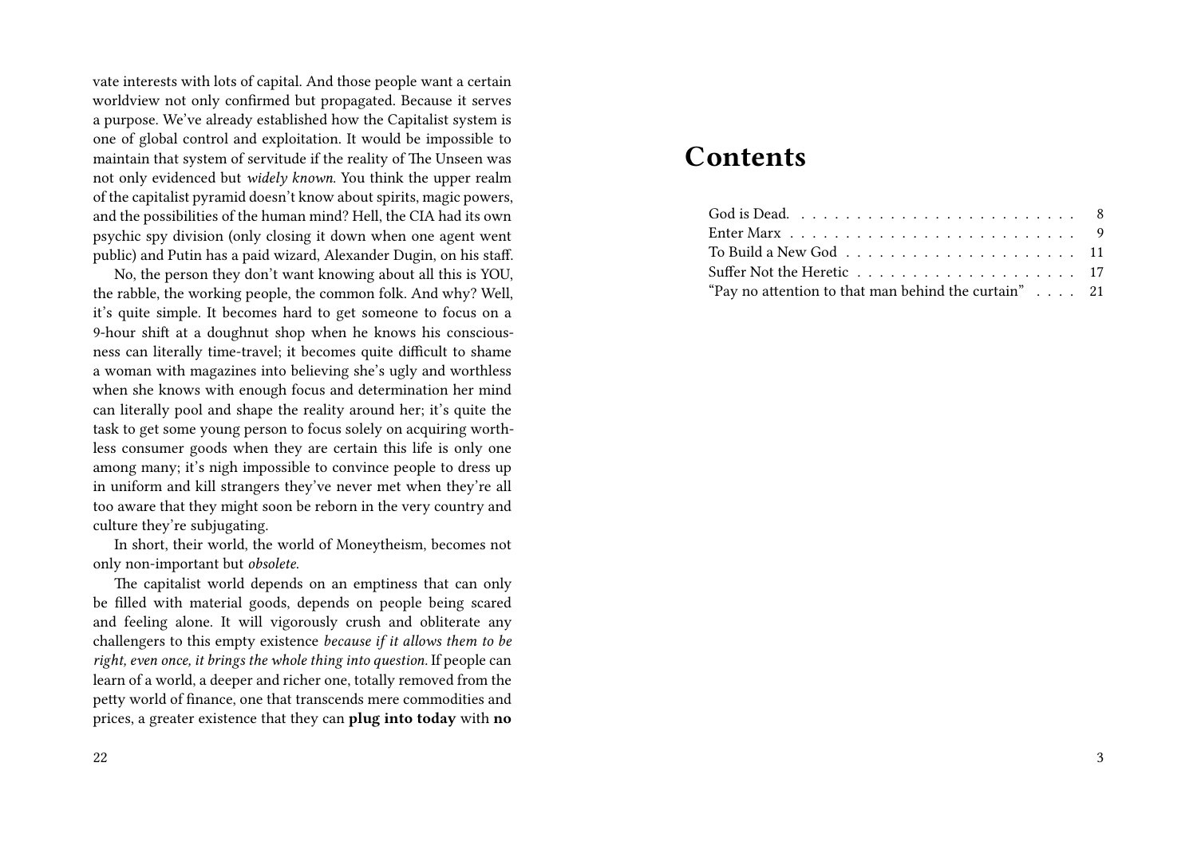vate interests with lots of capital. And those people want a certain worldview not only confirmed but propagated. Because it serves a purpose. We've already established how the Capitalist system is one of global control and exploitation. It would be impossible to maintain that system of servitude if the reality of The Unseen was not only evidenced but *widely known*. You think the upper realm of the capitalist pyramid doesn't know about spirits, magic powers, and the possibilities of the human mind? Hell, the CIA had its own psychic spy division (only closing it down when one agent went public) and Putin has a paid wizard, Alexander Dugin, on his staff.

No, the person they don't want knowing about all this is YOU, the rabble, the working people, the common folk. And why? Well, it's quite simple. It becomes hard to get someone to focus on a 9-hour shift at a doughnut shop when he knows his consciousness can literally time-travel; it becomes quite difficult to shame a woman with magazines into believing she's ugly and worthless when she knows with enough focus and determination her mind can literally pool and shape the reality around her; it's quite the task to get some young person to focus solely on acquiring worthless consumer goods when they are certain this life is only one among many; it's nigh impossible to convince people to dress up in uniform and kill strangers they've never met when they're all too aware that they might soon be reborn in the very country and culture they're subjugating.

In short, their world, the world of Moneytheism, becomes not only non-important but *obsolete*.

The capitalist world depends on an emptiness that can only be filled with material goods, depends on people being scared and feeling alone. It will vigorously crush and obliterate any challengers to this empty existence *because if it allows them to be right, even once, it brings the whole thing into question.* If people can learn of a world, a deeper and richer one, totally removed from the petty world of finance, one that transcends mere commodities and prices, a greater existence that they can **plug into today** with **no**

# Contents

| | |
|---|---|
| God is Dead. | 8 |
| Enter Marx | 9 |
| To Build a New God | 11 |
| Suffer Not the Heretic | 17 |
| "Pay no attention to that man behind the curtain" | 21 |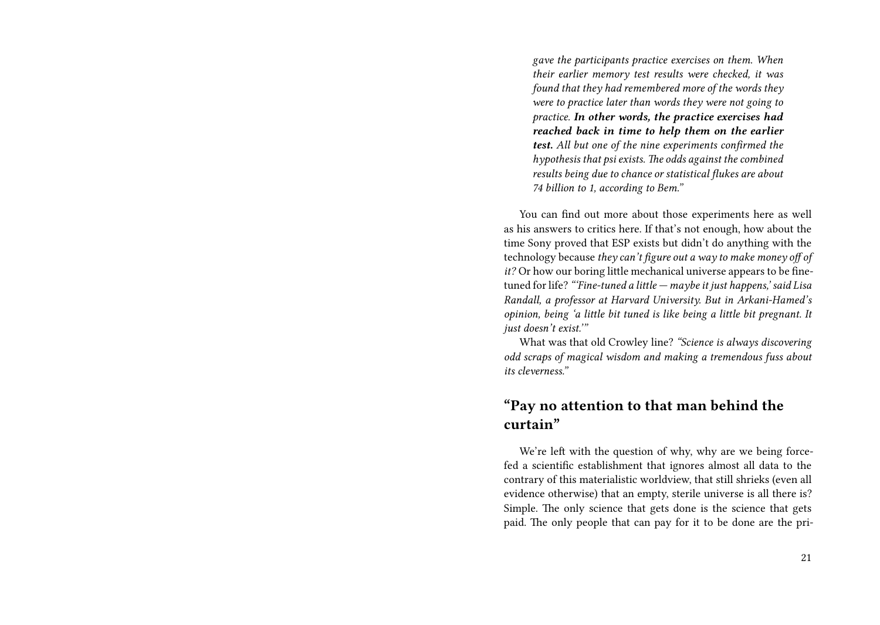*gave the participants practice exercises on them. When their earlier memory test results were checked, it was found that they had remembered more of the words they were to practice later than words they were not going to practice.* ***In other words, the practice exercises had reached back in time to help them on the earlier test.*** *All but one of the nine experiments confirmed the hypothesis that psi exists. The odds against the combined results being due to chance or statistical flukes are about 74 billion to 1, according to Bem."*

You can find out more about those experiments here as well as his answers to critics here. If that's not enough, how about the time Sony proved that ESP exists but didn't do anything with the technology because *they can't figure out a way to make money off of it?* Or how our boring little mechanical universe appears to be fine-tuned for life? *"'Fine-tuned a little — maybe it just happens,' said Lisa Randall, a professor at Harvard University. But in Arkani-Hamed's opinion, being 'a little bit tuned is like being a little bit pregnant. It just doesn't exist.'"*

What was that old Crowley line? *"Science is always discovering odd scraps of magical wisdom and making a tremendous fuss about its cleverness."*

## "Pay no attention to that man behind the curtain"

We're left with the question of why, why are we being force-fed a scientific establishment that ignores almost all data to the contrary of this materialistic worldview, that still shrieks (even all evidence otherwise) that an empty, sterile universe is all there is? Simple. The only science that gets done is the science that gets paid. The only people that can pay for it to be done are the pri-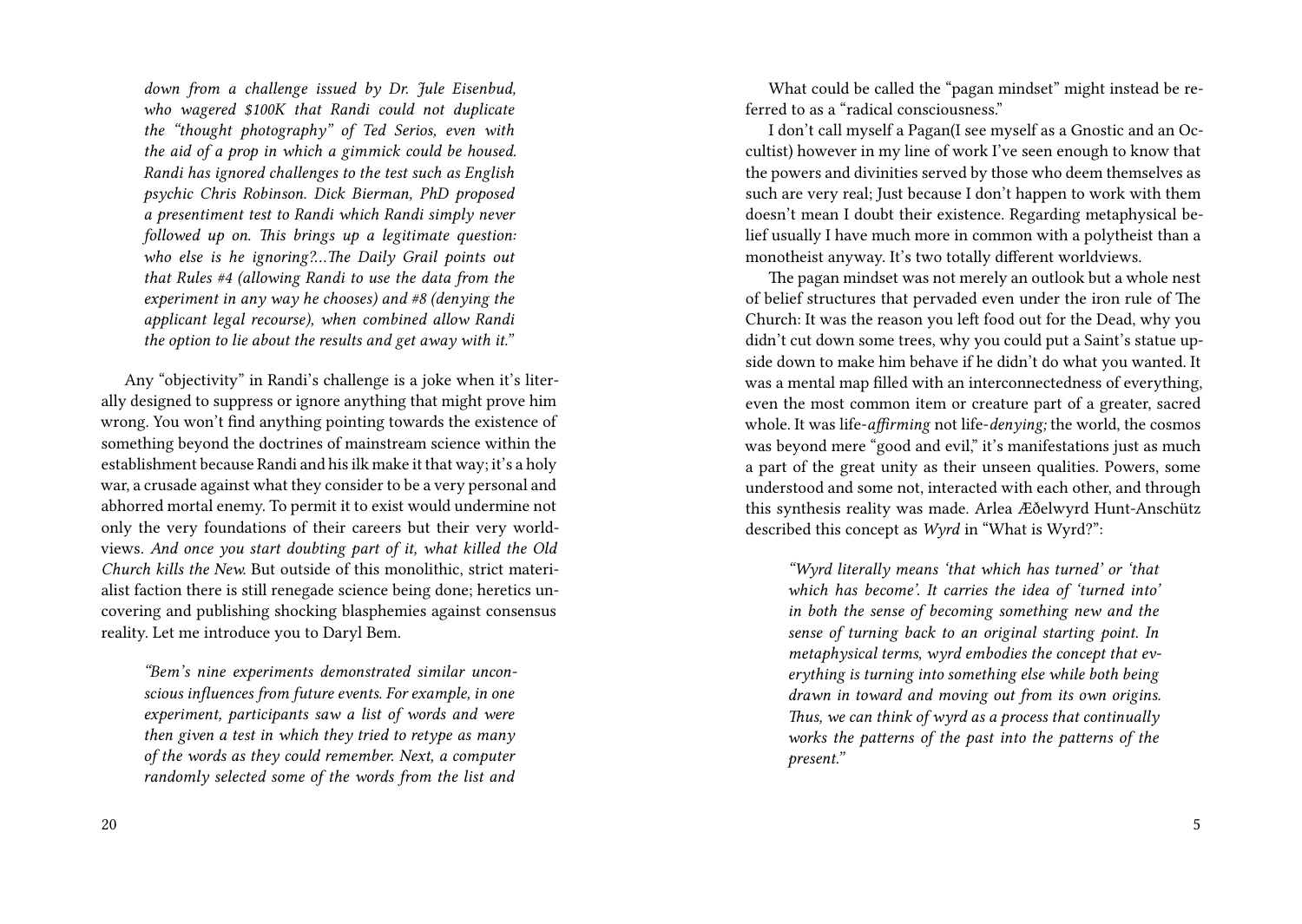*down from a challenge issued by Dr. Jule Eisenbud, who wagered $100K that Randi could not duplicate the "thought photography" of Ted Serios, even with the aid of a prop in which a gimmick could be housed. Randi has ignored challenges to the test such as English psychic Chris Robinson. Dick Bierman, PhD proposed a presentiment test to Randi which Randi simply never followed up on. This brings up a legitimate question: who else is he ignoring?…The Daily Grail points out that Rules #4 (allowing Randi to use the data from the experiment in any way he chooses) and #8 (denying the applicant legal recourse), when combined allow Randi the option to lie about the results and get away with it."*

Any "objectivity" in Randi's challenge is a joke when it's literally designed to suppress or ignore anything that might prove him wrong. You won't find anything pointing towards the existence of something beyond the doctrines of mainstream science within the establishment because Randi and his ilk make it that way; it's a holy war, a crusade against what they consider to be a very personal and abhorred mortal enemy. To permit it to exist would undermine not only the very foundations of their careers but their very worldviews. *And once you start doubting part of it, what killed the Old Church kills the New.* But outside of this monolithic, strict materialist faction there is still renegade science being done; heretics uncovering and publishing shocking blasphemies against consensus reality. Let me introduce you to Daryl Bem.

*"Bem's nine experiments demonstrated similar unconscious influences from future events. For example, in one experiment, participants saw a list of words and were then given a test in which they tried to retype as many of the words as they could remember. Next, a computer randomly selected some of the words from the list and*

What could be called the "pagan mindset" might instead be referred to as a "radical consciousness."

I don't call myself a Pagan(I see myself as a Gnostic and an Occultist) however in my line of work I've seen enough to know that the powers and divinities served by those who deem themselves as such are very real; Just because I don't happen to work with them doesn't mean I doubt their existence. Regarding metaphysical belief usually I have much more in common with a polytheist than a monotheist anyway. It's two totally different worldviews.

The pagan mindset was not merely an outlook but a whole nest of belief structures that pervaded even under the iron rule of The Church: It was the reason you left food out for the Dead, why you didn't cut down some trees, why you could put a Saint's statue upside down to make him behave if he didn't do what you wanted. It was a mental map filled with an interconnectedness of everything, even the most common item or creature part of a greater, sacred whole. It was life-*affirming* not life-*denying;* the world, the cosmos was beyond mere "good and evil," it's manifestations just as much a part of the great unity as their unseen qualities. Powers, some understood and some not, interacted with each other, and through this synthesis reality was made. Arlea Æðelwyrd Hunt-Anschütz described this concept as *Wyrd* in "What is Wyrd?":

*"Wyrd literally means 'that which has turned' or 'that which has become'. It carries the idea of 'turned into' in both the sense of becoming something new and the sense of turning back to an original starting point. In metaphysical terms, wyrd embodies the concept that everything is turning into something else while both being drawn in toward and moving out from its own origins. Thus, we can think of wyrd as a process that continually works the patterns of the past into the patterns of the present."*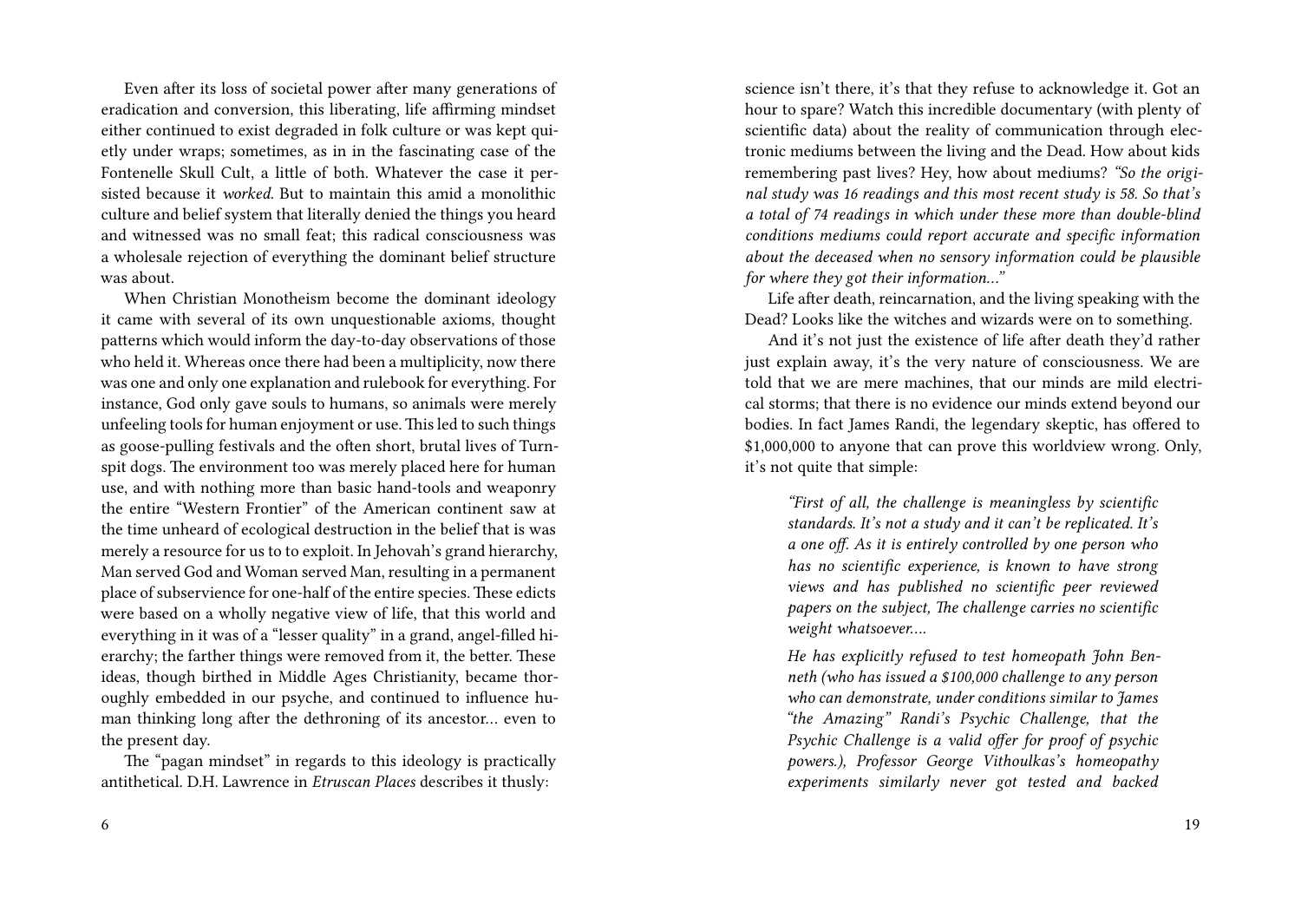Even after its loss of societal power after many generations of eradication and conversion, this liberating, life affirming mindset either continued to exist degraded in folk culture or was kept quietly under wraps; sometimes, as in in the fascinating case of the Fontenelle Skull Cult, a little of both. Whatever the case it persisted because it *worked*. But to maintain this amid a monolithic culture and belief system that literally denied the things you heard and witnessed was no small feat; this radical consciousness was a wholesale rejection of everything the dominant belief structure was about.

When Christian Monotheism become the dominant ideology it came with several of its own unquestionable axioms, thought patterns which would inform the day-to-day observations of those who held it. Whereas once there had been a multiplicity, now there was one and only one explanation and rulebook for everything. For instance, God only gave souls to humans, so animals were merely unfeeling tools for human enjoyment or use. This led to such things as goose-pulling festivals and the often short, brutal lives of Turnspit dogs. The environment too was merely placed here for human use, and with nothing more than basic hand-tools and weaponry the entire "Western Frontier" of the American continent saw at the time unheard of ecological destruction in the belief that is was merely a resource for us to to exploit. In Jehovah's grand hierarchy, Man served God and Woman served Man, resulting in a permanent place of subservience for one-half of the entire species. These edicts were based on a wholly negative view of life, that this world and everything in it was of a "lesser quality" in a grand, angel-filled hierarchy; the farther things were removed from it, the better. These ideas, though birthed in Middle Ages Christianity, became thoroughly embedded in our psyche, and continued to influence human thinking long after the dethroning of its ancestor… even to the present day.

The "pagan mindset" in regards to this ideology is practically antithetical. D.H. Lawrence in *Etruscan Places* describes it thusly:

science isn't there, it's that they refuse to acknowledge it. Got an hour to spare? Watch this incredible documentary (with plenty of scientific data) about the reality of communication through electronic mediums between the living and the Dead. How about kids remembering past lives? Hey, how about mediums? *"So the original study was 16 readings and this most recent study is 58. So that's a total of 74 readings in which under these more than double-blind conditions mediums could report accurate and specific information about the deceased when no sensory information could be plausible for where they got their information…"*

Life after death, reincarnation, and the living speaking with the Dead? Looks like the witches and wizards were on to something.

And it's not just the existence of life after death they'd rather just explain away, it's the very nature of consciousness. We are told that we are mere machines, that our minds are mild electrical storms; that there is no evidence our minds extend beyond our bodies. In fact James Randi, the legendary skeptic, has offered to $1,000,000 to anyone that can prove this worldview wrong. Only, it's not quite that simple:

> *"First of all, the challenge is meaningless by scientific standards. It's not a study and it can't be replicated. It's a one off. As it is entirely controlled by one person who has no scientific experience, is known to have strong views and has published no scientific peer reviewed papers on the subject, The challenge carries no scientific weight whatsoever….*
>
> *He has explicitly refused to test homeopath John Benneth (who has issued a $100,000 challenge to any person who can demonstrate, under conditions similar to James "the Amazing" Randi's Psychic Challenge, that the Psychic Challenge is a valid offer for proof of psychic powers.), Professor George Vithoulkas's homeopathy experiments similarly never got tested and backed*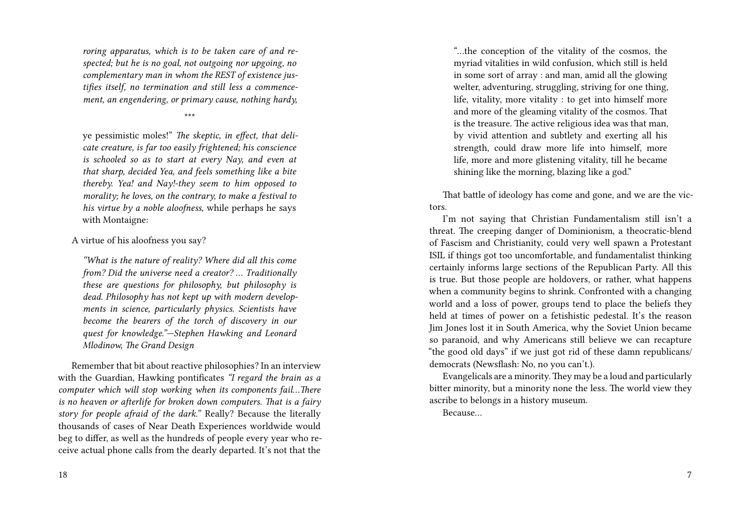*roring apparatus, which is to be taken care of and respected; but he is no goal, not outgoing nor upgoing, no complementary man in whom the REST of existence justifies itself, no termination and still less a commencement, an engendering, or primary cause, nothing hardy,*

\*\*\*

ye pessimistic moles!" *The skeptic, in effect, that delicate creature, is far too easily frightened; his conscience is schooled so as to start at every Nay, and even at that sharp, decided Yea, and feels something like a bite thereby. Yea! and Nay!-they seem to him opposed to morality; he loves, on the contrary, to make a festival to his virtue by a noble aloofness,* while perhaps he says with Montaigne:

A virtue of his aloofness you say?

> *"What is the nature of reality? Where did all this come from? Did the universe need a creator? … Traditionally these are questions for philosophy, but philosophy is dead. Philosophy has not kept up with modern developments in science, particularly physics. Scientists have become the bearers of the torch of discovery in our quest for knowledge."—Stephen Hawking and Leonard Mlodinow, The Grand Design*

Remember that bit about reactive philosophies? In an interview with the Guardian, Hawking pontificates *"I regard the brain as a computer which will stop working when its components fail…There is no heaven or afterlife for broken down computers. That is a fairy story for people afraid of the dark."* Really? Because the literally thousands of cases of Near Death Experiences worldwide would beg to differ, as well as the hundreds of people every year who receive actual phone calls from the dearly departed. It's not that the

> "…the conception of the vitality of the cosmos, the myriad vitalities in wild confusion, which still is held in some sort of array : and man, amid all the glowing welter, adventuring, struggling, striving for one thing, life, vitality, more vitality : to get into himself more and more of the gleaming vitality of the cosmos. That is the treasure. The active religious idea was that man, by vivid attention and subtlety and exerting all his strength, could draw more life into himself, more life, more and more glistening vitality, till he became shining like the morning, blazing like a god."

That battle of ideology has come and gone, and we are the victors.

I'm not saying that Christian Fundamentalism still isn't a threat. The creeping danger of Dominionism, a theocratic-blend of Fascism and Christianity, could very well spawn a Protestant ISIL if things got too uncomfortable, and fundamentalist thinking certainly informs large sections of the Republican Party. All this is true. But those people are holdovers, or rather, what happens when a community begins to shrink. Confronted with a changing world and a loss of power, groups tend to place the beliefs they held at times of power on a fetishistic pedestal. It's the reason Jim Jones lost it in South America, why the Soviet Union became so paranoid, and why Americans still believe we can recapture "the good old days" if we just got rid of these damn republicans/democrats (Newsflash: No, no you can't.).

Evangelicals are a minority. They may be a loud and particularly bitter minority, but a minority none the less. The world view they ascribe to belongs in a history museum.

Because…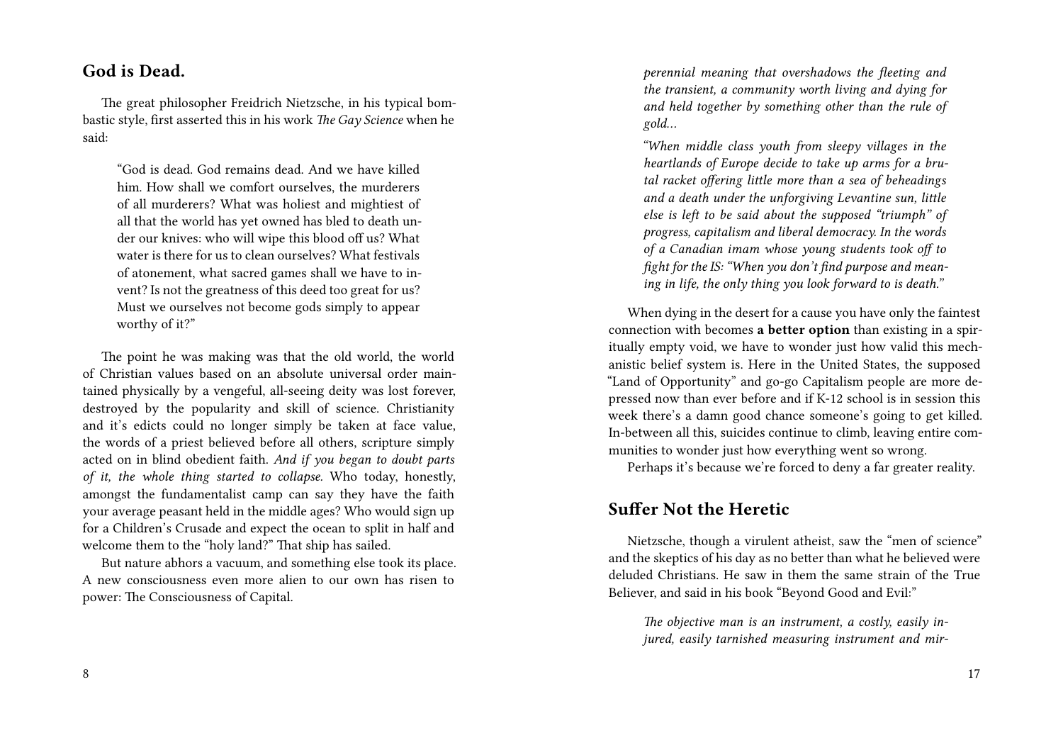## God is Dead.

The great philosopher Friedrich Nietzsche, in his typical bombastic style, first asserted this in his work *The Gay Science* when he said:

> "God is dead. God remains dead. And we have killed him. How shall we comfort ourselves, the murderers of all murderers? What was holiest and mightiest of all that the world has yet owned has bled to death under our knives: who will wipe this blood off us? What water is there for us to clean ourselves? What festivals of atonement, what sacred games shall we have to invent? Is not the greatness of this deed too great for us? Must we ourselves not become gods simply to appear worthy of it?"

The point he was making was that the old world, the world of Christian values based on an absolute universal order maintained physically by a vengeful, all-seeing deity was lost forever, destroyed by the popularity and skill of science. Christianity and it's edicts could no longer simply be taken at face value, the words of a priest believed before all others, scripture simply acted on in blind obedient faith. *And if you began to doubt parts of it, the whole thing started to collapse.* Who today, honestly, amongst the fundamentalist camp can say they have the faith your average peasant held in the middle ages? Who would sign up for a Children's Crusade and expect the ocean to split in half and welcome them to the "holy land?" That ship has sailed.

But nature abhors a vacuum, and something else took its place. A new consciousness even more alien to our own has risen to power: The Consciousness of Capital.

> *perennial meaning that overshadows the fleeting and the transient, a community worth living and dying for and held together by something other than the rule of gold…*
>
> *"When middle class youth from sleepy villages in the heartlands of Europe decide to take up arms for a brutal racket offering little more than a sea of beheadings and a death under the unforgiving Levantine sun, little else is left to be said about the supposed "triumph" of progress, capitalism and liberal democracy. In the words of a Canadian imam whose young students took off to fight for the IS: "When you don't find purpose and meaning in life, the only thing you look forward to is death."*

When dying in the desert for a cause you have only the faintest connection with becomes **a better option** than existing in a spiritually empty void, we have to wonder just how valid this mechanistic belief system is. Here in the United States, the supposed "Land of Opportunity" and go-go Capitalism people are more depressed now than ever before and if K-12 school is in session this week there's a damn good chance someone's going to get killed. In-between all this, suicides continue to climb, leaving entire communities to wonder just how everything went so wrong.

Perhaps it's because we're forced to deny a far greater reality.

## Suffer Not the Heretic

Nietzsche, though a virulent atheist, saw the "men of science" and the skeptics of his day as no better than what he believed were deluded Christians. He saw in them the same strain of the True Believer, and said in his book "Beyond Good and Evil:"

> *The objective man is an instrument, a costly, easily injured, easily tarnished measuring instrument and mir-*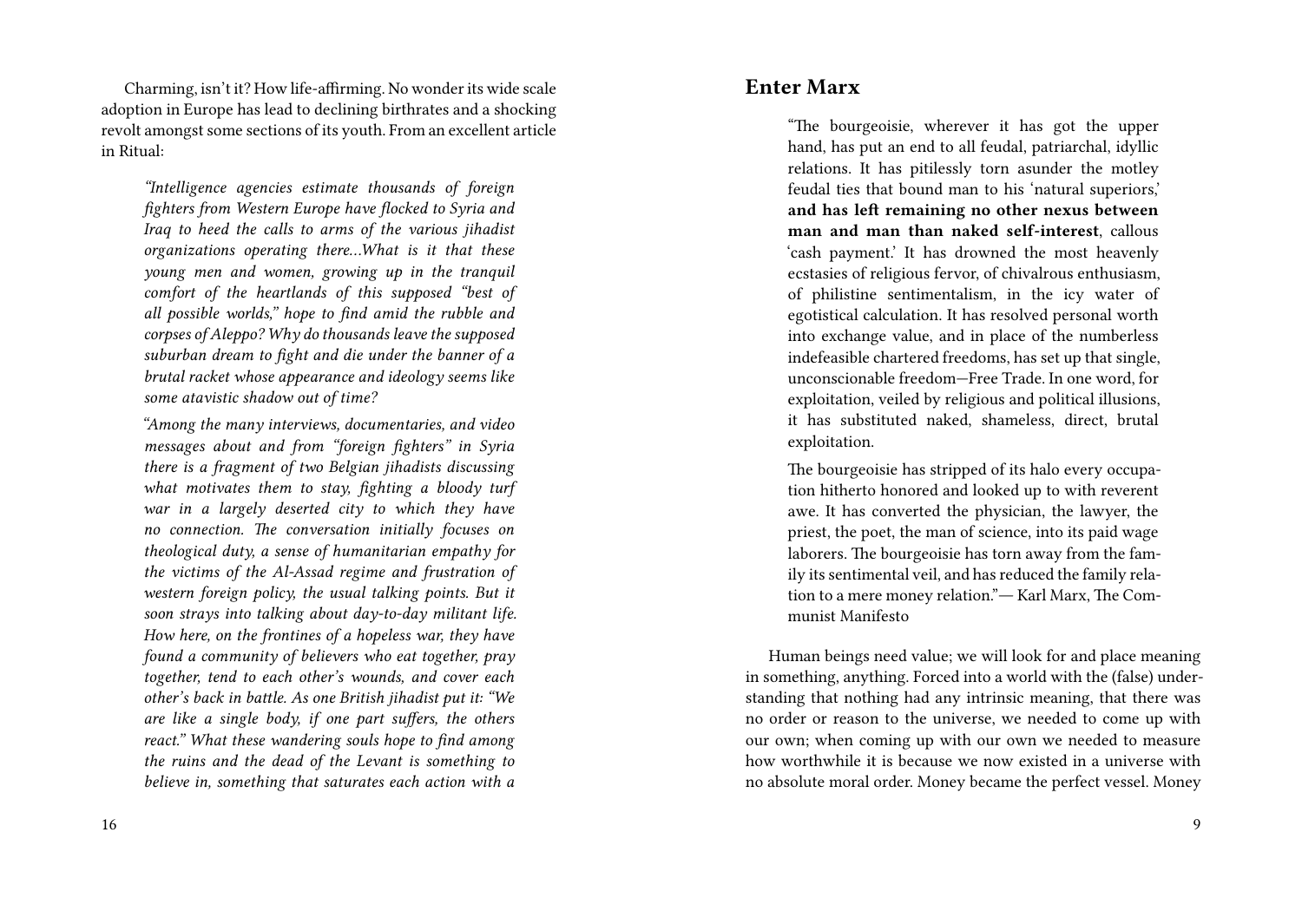Charming, isn't it? How life-affirming. No wonder its wide scale adoption in Europe has lead to declining birthrates and a shocking revolt amongst some sections of its youth. From an excellent article in Ritual:

> *"Intelligence agencies estimate thousands of foreign fighters from Western Europe have flocked to Syria and Iraq to heed the calls to arms of the various jihadist organizations operating there…What is it that these young men and women, growing up in the tranquil comfort of the heartlands of this supposed "best of all possible worlds," hope to find amid the rubble and corpses of Aleppo? Why do thousands leave the supposed suburban dream to fight and die under the banner of a brutal racket whose appearance and ideology seems like some atavistic shadow out of time?*
>
> *"Among the many interviews, documentaries, and video messages about and from "foreign fighters" in Syria there is a fragment of two Belgian jihadists discussing what motivates them to stay, fighting a bloody turf war in a largely deserted city to which they have no connection. The conversation initially focuses on theological duty, a sense of humanitarian empathy for the victims of the Al-Assad regime and frustration of western foreign policy, the usual talking points. But it soon strays into talking about day-to-day militant life. How here, on the frontines of a hopeless war, they have found a community of believers who eat together, pray together, tend to each other's wounds, and cover each other's back in battle. As one British jihadist put it: "We are like a single body, if one part suffers, the others react." What these wandering souls hope to find among the ruins and the dead of the Levant is something to believe in, something that saturates each action with a*

## Enter Marx

> "The bourgeoisie, wherever it has got the upper hand, has put an end to all feudal, patriarchal, idyllic relations. It has pitilessly torn asunder the motley feudal ties that bound man to his 'natural superiors,' **and has left remaining no other nexus between man and man than naked self-interest**, callous 'cash payment.' It has drowned the most heavenly ecstasies of religious fervor, of chivalrous enthusiasm, of philistine sentimentalism, in the icy water of egotistical calculation. It has resolved personal worth into exchange value, and in place of the numberless indefeasible chartered freedoms, has set up that single, unconscionable freedom—Free Trade. In one word, for exploitation, veiled by religious and political illusions, it has substituted naked, shameless, direct, brutal exploitation.
>
> The bourgeoisie has stripped of its halo every occupation hitherto honored and looked up to with reverent awe. It has converted the physician, the lawyer, the priest, the poet, the man of science, into its paid wage laborers. The bourgeoisie has torn away from the family its sentimental veil, and has reduced the family relation to a mere money relation."— Karl Marx, The Communist Manifesto

Human beings need value; we will look for and place meaning in something, anything. Forced into a world with the (false) understanding that nothing had any intrinsic meaning, that there was no order or reason to the universe, we needed to come up with our own; when coming up with our own we needed to measure how worthwhile it is because we now existed in a universe with no absolute moral order. Money became the perfect vessel. Money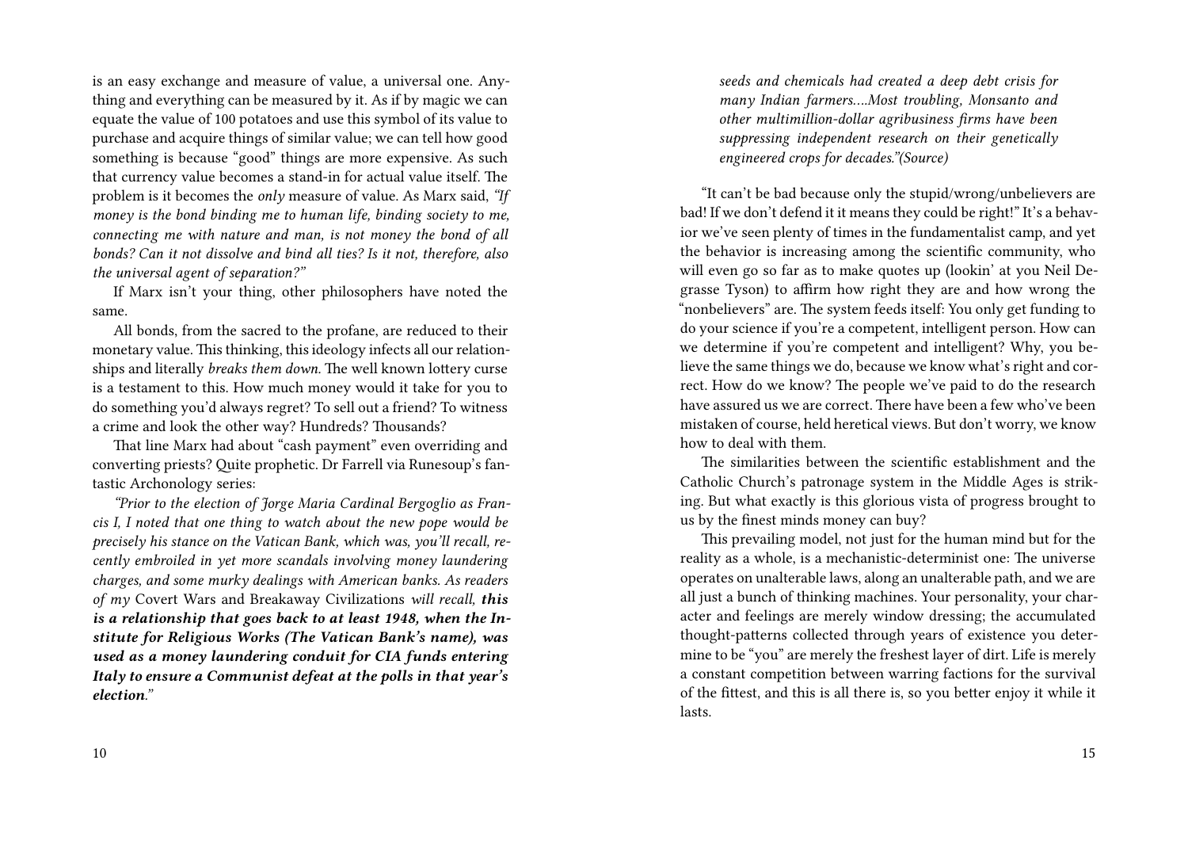is an easy exchange and measure of value, a universal one. Anything and everything can be measured by it. As if by magic we can equate the value of 100 potatoes and use this symbol of its value to purchase and acquire things of similar value; we can tell how good something is because "good" things are more expensive. As such that currency value becomes a stand-in for actual value itself. The problem is it becomes the *only* measure of value. As Marx said, *"If money is the bond binding me to human life, binding society to me, connecting me with nature and man, is not money the bond of all bonds? Can it not dissolve and bind all ties? Is it not, therefore, also the universal agent of separation?"*

If Marx isn't your thing, other philosophers have noted the same.

All bonds, from the sacred to the profane, are reduced to their monetary value. This thinking, this ideology infects all our relationships and literally *breaks them down.* The well known lottery curse is a testament to this. How much money would it take for you to do something you'd always regret? To sell out a friend? To witness a crime and look the other way? Hundreds? Thousands?

That line Marx had about "cash payment" even overriding and converting priests? Quite prophetic. Dr Farrell via Runesoup's fantastic Archonology series:

*"Prior to the election of Jorge Maria Cardinal Bergoglio as Francis I, I noted that one thing to watch about the new pope would be precisely his stance on the Vatican Bank, which was, you'll recall, recently embroiled in yet more scandals involving money laundering charges, and some murky dealings with American banks. As readers of my* Covert Wars and Breakaway Civilizations *will recall, **this is a relationship that goes back to at least 1948, when the Institute for Religious Works (The Vatican Bank's name), was used as a money laundering conduit for CIA funds entering Italy to ensure a Communist defeat at the polls in that year's election.**"*

*seeds and chemicals had created a deep debt crisis for many Indian farmers….Most troubling, Monsanto and other multimillion-dollar agribusiness firms have been suppressing independent research on their genetically engineered crops for decades."(Source)*

"It can't be bad because only the stupid/wrong/unbelievers are bad! If we don't defend it it means they could be right!" It's a behavior we've seen plenty of times in the fundamentalist camp, and yet the behavior is increasing among the scientific community, who will even go so far as to make quotes up (lookin' at you Neil Degrasse Tyson) to affirm how right they are and how wrong the "nonbelievers" are. The system feeds itself: You only get funding to do your science if you're a competent, intelligent person. How can we determine if you're competent and intelligent? Why, you believe the same things we do, because we know what's right and correct. How do we know? The people we've paid to do the research have assured us we are correct. There have been a few who've been mistaken of course, held heretical views. But don't worry, we know how to deal with them.

The similarities between the scientific establishment and the Catholic Church's patronage system in the Middle Ages is striking. But what exactly is this glorious vista of progress brought to us by the finest minds money can buy?

This prevailing model, not just for the human mind but for the reality as a whole, is a mechanistic-determinist one: The universe operates on unalterable laws, along an unalterable path, and we are all just a bunch of thinking machines. Your personality, your character and feelings are merely window dressing; the accumulated thought-patterns collected through years of existence you determine to be "you" are merely the freshest layer of dirt. Life is merely a constant competition between warring factions for the survival of the fittest, and this is all there is, so you better enjoy it while it lasts.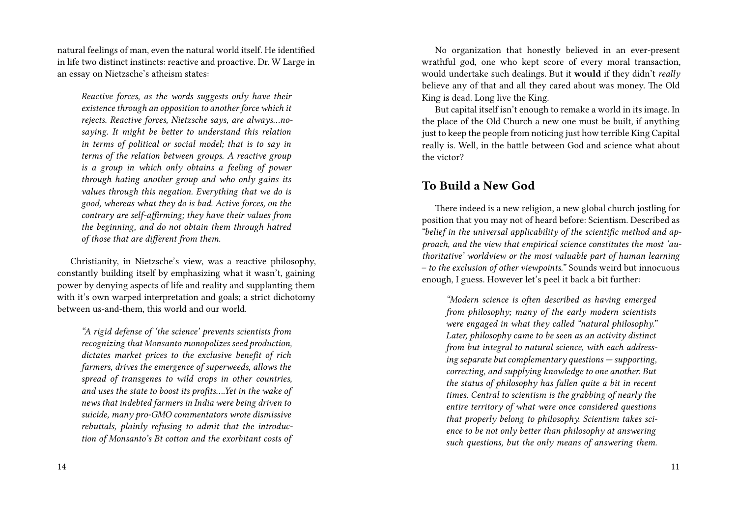natural feelings of man, even the natural world itself. He identified in life two distinct instincts: reactive and proactive. Dr. W Large in an essay on Nietzsche's atheism states:

> *Reactive forces, as the words suggests only have their existence through an opposition to another force which it rejects. Reactive forces, Nietzsche says, are always…no-saying. It might be better to understand this relation in terms of political or social model; that is to say in terms of the relation between groups. A reactive group is a group in which only obtains a feeling of power through hating another group and who only gains its values through this negation. Everything that we do is good, whereas what they do is bad. Active forces, on the contrary are self-affirming; they have their values from the beginning, and do not obtain them through hatred of those that are different from them.*

Christianity, in Nietzsche's view, was a reactive philosophy, constantly building itself by emphasizing what it wasn't, gaining power by denying aspects of life and reality and supplanting them with it's own warped interpretation and goals; a strict dichotomy between us-and-them, this world and our world.

> *"A rigid defense of 'the science' prevents scientists from recognizing that Monsanto monopolizes seed production, dictates market prices to the exclusive benefit of rich farmers, drives the emergence of superweeds, allows the spread of transgenes to wild crops in other countries, and uses the state to boost its profits….Yet in the wake of news that indebted farmers in India were being driven to suicide, many pro-GMO commentators wrote dismissive rebuttals, plainly refusing to admit that the introduction of Monsanto's Bt cotton and the exorbitant costs of*

No organization that honestly believed in an ever-present wrathful god, one who kept score of every moral transaction, would undertake such dealings. But it **would** if they didn't *really* believe any of that and all they cared about was money. The Old King is dead. Long live the King.

But capital itself isn't enough to remake a world in its image. In the place of the Old Church a new one must be built, if anything just to keep the people from noticing just how terrible King Capital really is. Well, in the battle between God and science what about the victor?

## To Build a New God

There indeed is a new religion, a new global church jostling for position that you may not of heard before: Scientism. Described as *"belief in the universal applicability of the scientific method and approach, and the view that empirical science constitutes the most 'authoritative' worldview or the most valuable part of human learning – to the exclusion of other viewpoints."* Sounds weird but innocuous enough, I guess. However let's peel it back a bit further:

> *"Modern science is often described as having emerged from philosophy; many of the early modern scientists were engaged in what they called "natural philosophy." Later, philosophy came to be seen as an activity distinct from but integral to natural science, with each addressing separate but complementary questions — supporting, correcting, and supplying knowledge to one another. But the status of philosophy has fallen quite a bit in recent times. Central to scientism is the grabbing of nearly the entire territory of what were once considered questions that properly belong to philosophy. Scientism takes science to be not only better than philosophy at answering such questions, but the only means of answering them.*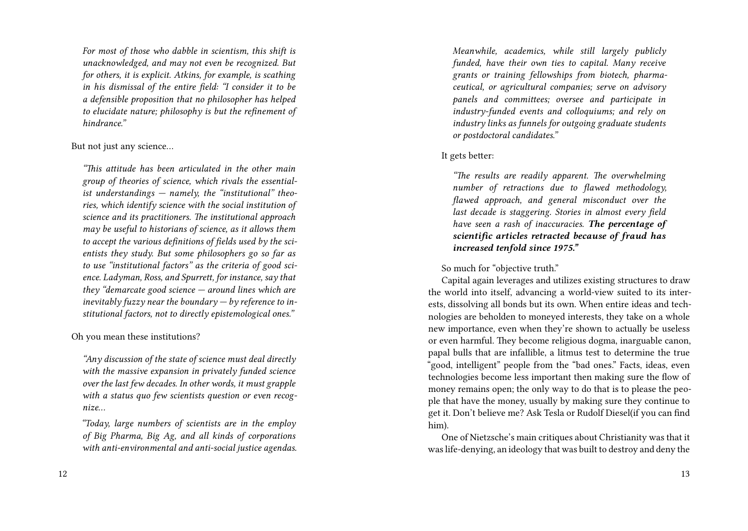*For most of those who dabble in scientism, this shift is unacknowledged, and may not even be recognized. But for others, it is explicit. Atkins, for example, is scathing in his dismissal of the entire field: "I consider it to be a defensible proposition that no philosopher has helped to elucidate nature; philosophy is but the refinement of hindrance."*

But not just any science…

*"This attitude has been articulated in the other main group of theories of science, which rivals the essentialist understandings — namely, the "institutional" theories, which identify science with the social institution of science and its practitioners. The institutional approach may be useful to historians of science, as it allows them to accept the various definitions of fields used by the scientists they study. But some philosophers go so far as to use "institutional factors" as the criteria of good science. Ladyman, Ross, and Spurrett, for instance, say that they "demarcate good science — around lines which are inevitably fuzzy near the boundary — by reference to institutional factors, not to directly epistemological ones."*

Oh you mean these institutions?

*"Any discussion of the state of science must deal directly with the massive expansion in privately funded science over the last few decades. In other words, it must grapple with a status quo few scientists question or even recognize…*

*"Today, large numbers of scientists are in the employ of Big Pharma, Big Ag, and all kinds of corporations with anti-environmental and anti-social justice agendas. Meanwhile, academics, while still largely publicly funded, have their own ties to capital. Many receive grants or training fellowships from biotech, pharmaceutical, or agricultural companies; serve on advisory panels and committees; oversee and participate in industry-funded events and colloquiums; and rely on industry links as funnels for outgoing graduate students or postdoctoral candidates."*

It gets better:

*"The results are readily apparent. The overwhelming number of retractions due to flawed methodology, flawed approach, and general misconduct over the last decade is staggering. Stories in almost every field have seen a rash of inaccuracies. **The percentage of scientific articles retracted because of fraud has increased tenfold since 1975."***

So much for "objective truth."

Capital again leverages and utilizes existing structures to draw the world into itself, advancing a world-view suited to its interests, dissolving all bonds but its own. When entire ideas and technologies are beholden to moneyed interests, they take on a whole new importance, even when they're shown to actually be useless or even harmful. They become religious dogma, inarguable canon, papal bulls that are infallible, a litmus test to determine the true "good, intelligent" people from the "bad ones." Facts, ideas, even technologies become less important then making sure the flow of money remains open; the only way to do that is to please the people that have the money, usually by making sure they continue to get it. Don't believe me? Ask Tesla or Rudolf Diesel(if you can find him).

One of Nietzsche's main critiques about Christianity was that it was life-denying, an ideology that was built to destroy and deny the